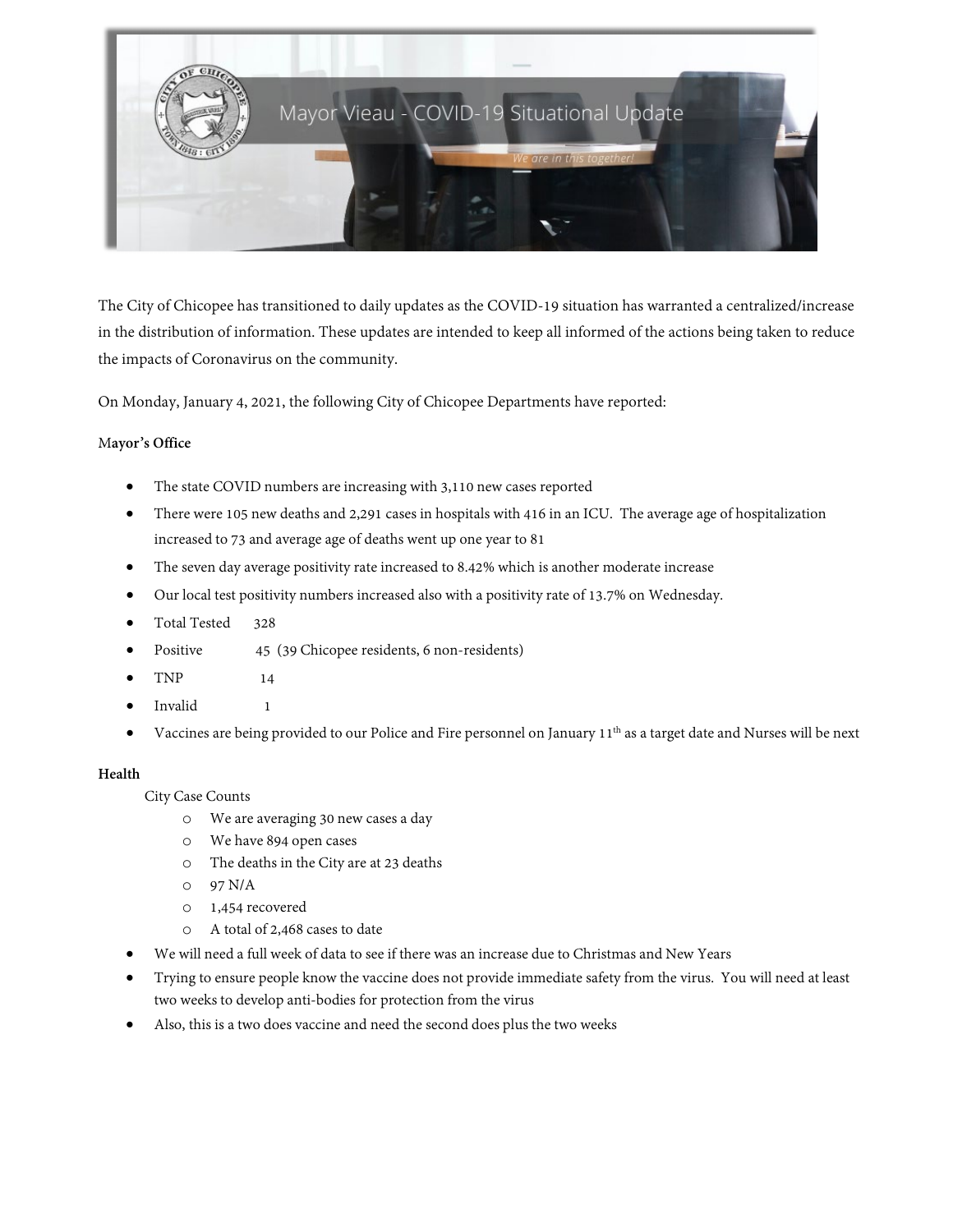Mayor Vieau - COVID-19 Situational Update

*We are in this together!*

The City of Chicopee has transitioned to daily updates as the COVID-19 situation has warranted a centralized/increase in the distribution of information. These updates are intended to keep all informed of the actions being taken to reduce the impacts of Coronavirus on the community.

On Monday, January 4, 2021, the following City of Chicopee Departments have reported:

**Mayor's Office**

- The state COVID numbers are increasing with 3,110 new cases reported
- There were 105 new deaths and 2,291 cases in hospitals with 416 in an ICU. The average age of hospitalization increased to 73 and average age of deaths went up one year to 81
- The seven day average positivity rate increased to 8.42% which is another moderate increase
- Our local test positivity numbers increased also with a positivity rate of 13.7% on Wednesday.
- Total Tested 328
- Positive 45 (39 Chicopee residents, 6 non-residents)
- TNP 14
- Invalid 1
- Vaccines are being provided to our Police and Fire personnel on January 11th as a target date and Nurses will be next

**Health**

City Case Counts

- We are averaging 30 new cases a day
- We have 894 open cases
- The deaths in the City are at 23 deaths
- 97 N/A
- 1,454 recovered
- A total of 2,468 cases to date

- We will need a full week of data to see if there was an increase due to Christmas and New Years
- Trying to ensure people know the vaccine does not provide immediate safety from the virus. You will need at least two weeks to develop anti-bodies for protection from the virus
- Also, this is a two does vaccine and need the second does plus the two weeks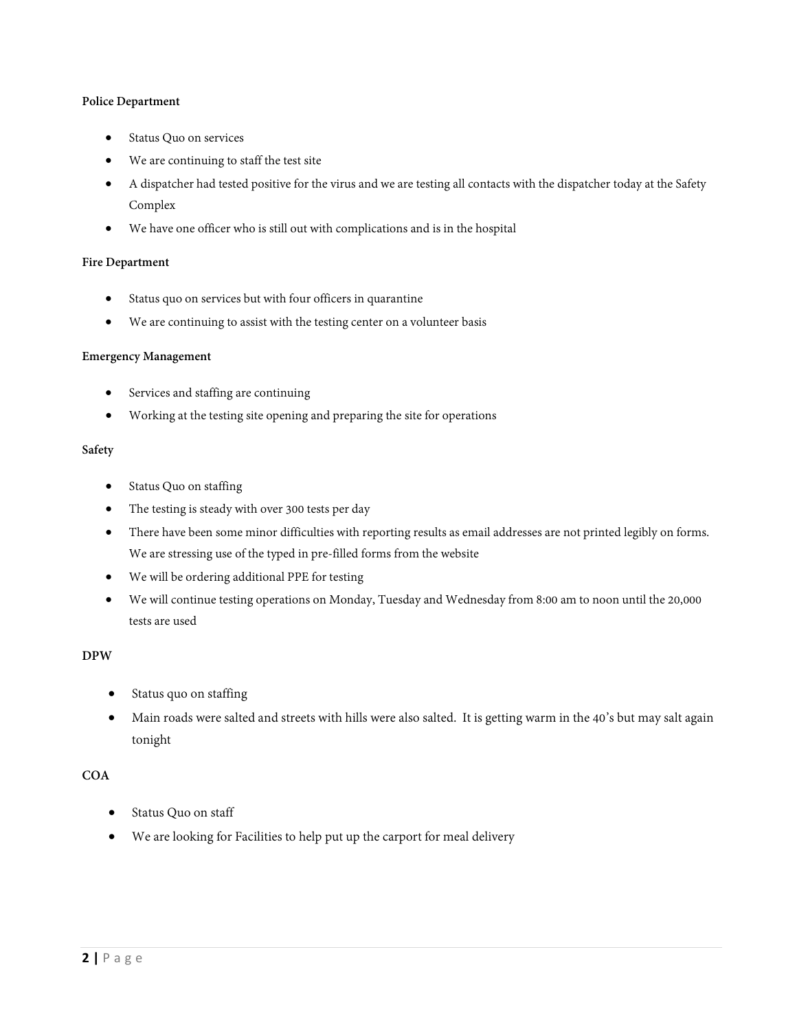**Police Department**

- Status Quo on services
- We are continuing to staff the test site
- A dispatcher had tested positive for the virus and we are testing all contacts with the dispatcher today at the Safety Complex
- We have one officer who is still out with complications and is in the hospital

**Fire Department**

- Status quo on services but with four officers in quarantine
- We are continuing to assist with the testing center on a volunteer basis

**Emergency Management**

- Services and staffing are continuing
- Working at the testing site opening and preparing the site for operations

**Safety**

- Status Quo on staffing
- The testing is steady with over 300 tests per day
- There have been some minor difficulties with reporting results as email addresses are not printed legibly on forms. We are stressing use of the typed in pre-filled forms from the website
- We will be ordering additional PPE for testing
- We will continue testing operations on Monday, Tuesday and Wednesday from 8:00 am to noon until the 20,000 tests are used

**DPW**

- Status quo on staffing
- Main roads were salted and streets with hills were also salted. It is getting warm in the 40's but may salt again tonight

**COA**

- Status Quo on staff
- We are looking for Facilities to help put up the carport for meal delivery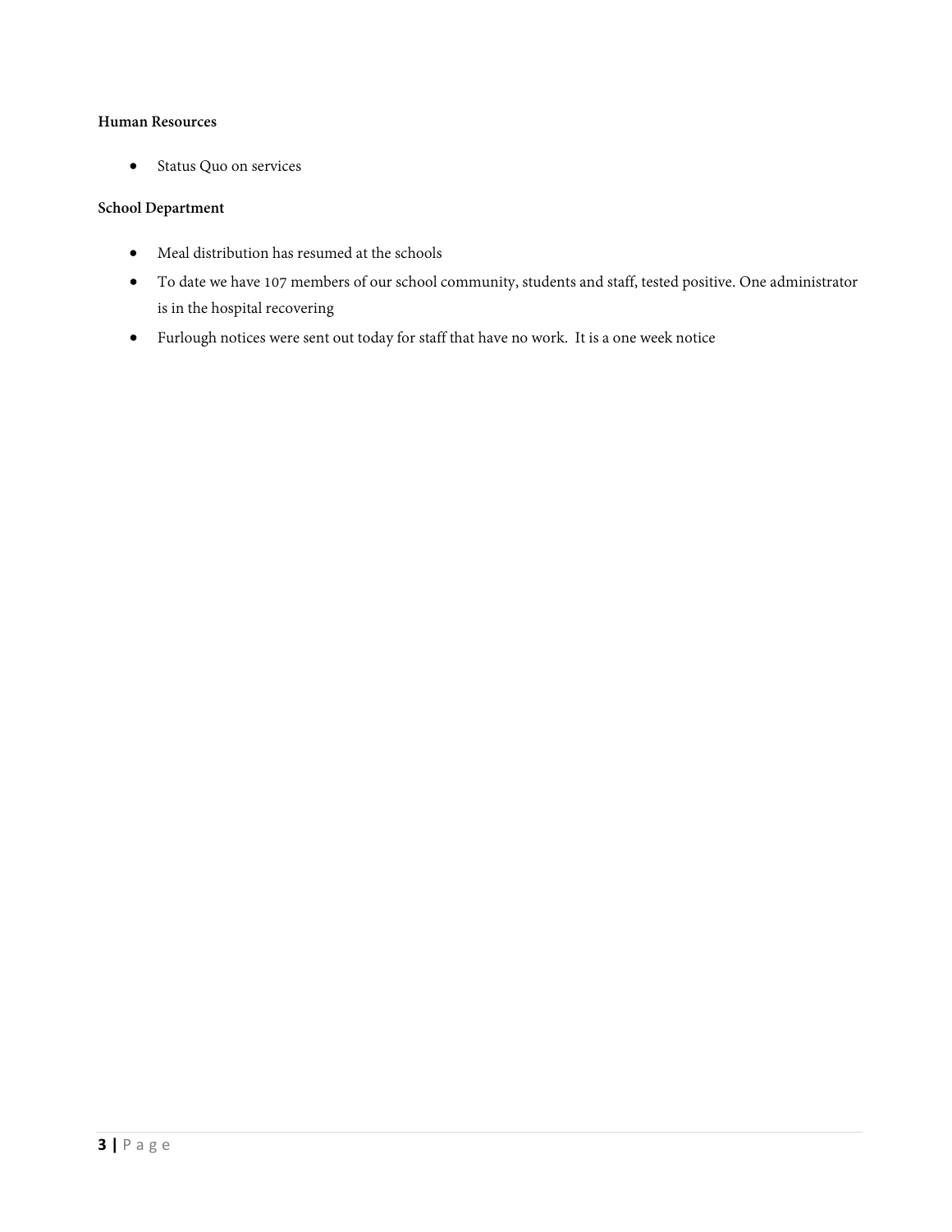**Human Resources**

- Status Quo on services

**School Department**

- Meal distribution has resumed at the schools
- To date we have 107 members of our school community, students and staff, tested positive. One administrator is in the hospital recovering
- Furlough notices were sent out today for staff that have no work. It is a one week notice